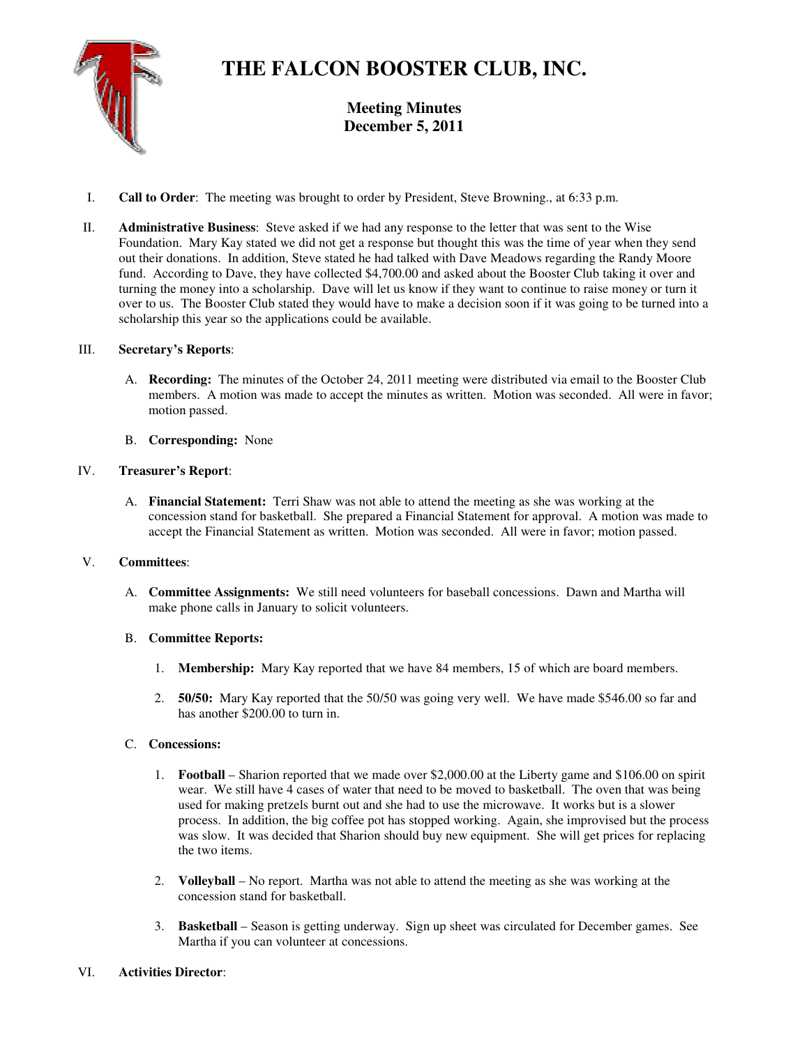# THE FALCON BOOSTER CLUB, INC.

## Meeting Minutes
## December 5, 2011

I. **Call to Order**: The meeting was brought to order by President, Steve Browning., at 6:33 p.m.

II. **Administrative Business**: Steve asked if we had any response to the letter that was sent to the Wise Foundation. Mary Kay stated we did not get a response but thought this was the time of year when they send out their donations. In addition, Steve stated he had talked with Dave Meadows regarding the Randy Moore fund. According to Dave, they have collected $4,700.00 and asked about the Booster Club taking it over and turning the money into a scholarship. Dave will let us know if they want to continue to raise money or turn it over to us. The Booster Club stated they would have to make a decision soon if it was going to be turned into a scholarship this year so the applications could be available.

III. **Secretary's Reports**:

   A. **Recording:** The minutes of the October 24, 2011 meeting were distributed via email to the Booster Club members. A motion was made to accept the minutes as written. Motion was seconded. All were in favor; motion passed.

   B. **Corresponding:** None

IV. **Treasurer's Report**:

   A. **Financial Statement:** Terri Shaw was not able to attend the meeting as she was working at the concession stand for basketball. She prepared a Financial Statement for approval. A motion was made to accept the Financial Statement as written. Motion was seconded. All were in favor; motion passed.

V. **Committees**:

   A. **Committee Assignments:** We still need volunteers for baseball concessions. Dawn and Martha will make phone calls in January to solicit volunteers.

   B. **Committee Reports:**

      1. **Membership:** Mary Kay reported that we have 84 members, 15 of which are board members.

      2. **50/50:** Mary Kay reported that the 50/50 was going very well. We have made $546.00 so far and has another $200.00 to turn in.

   C. **Concessions:**

      1. **Football** – Sharion reported that we made over $2,000.00 at the Liberty game and $106.00 on spirit wear. We still have 4 cases of water that need to be moved to basketball. The oven that was being used for making pretzels burnt out and she had to use the microwave. It works but is a slower process. In addition, the big coffee pot has stopped working. Again, she improvised but the process was slow. It was decided that Sharion should buy new equipment. She will get prices for replacing the two items.

      2. **Volleyball** – No report. Martha was not able to attend the meeting as she was working at the concession stand for basketball.

      3. **Basketball** – Season is getting underway. Sign up sheet was circulated for December games. See Martha if you can volunteer at concessions.

VI. **Activities Director**: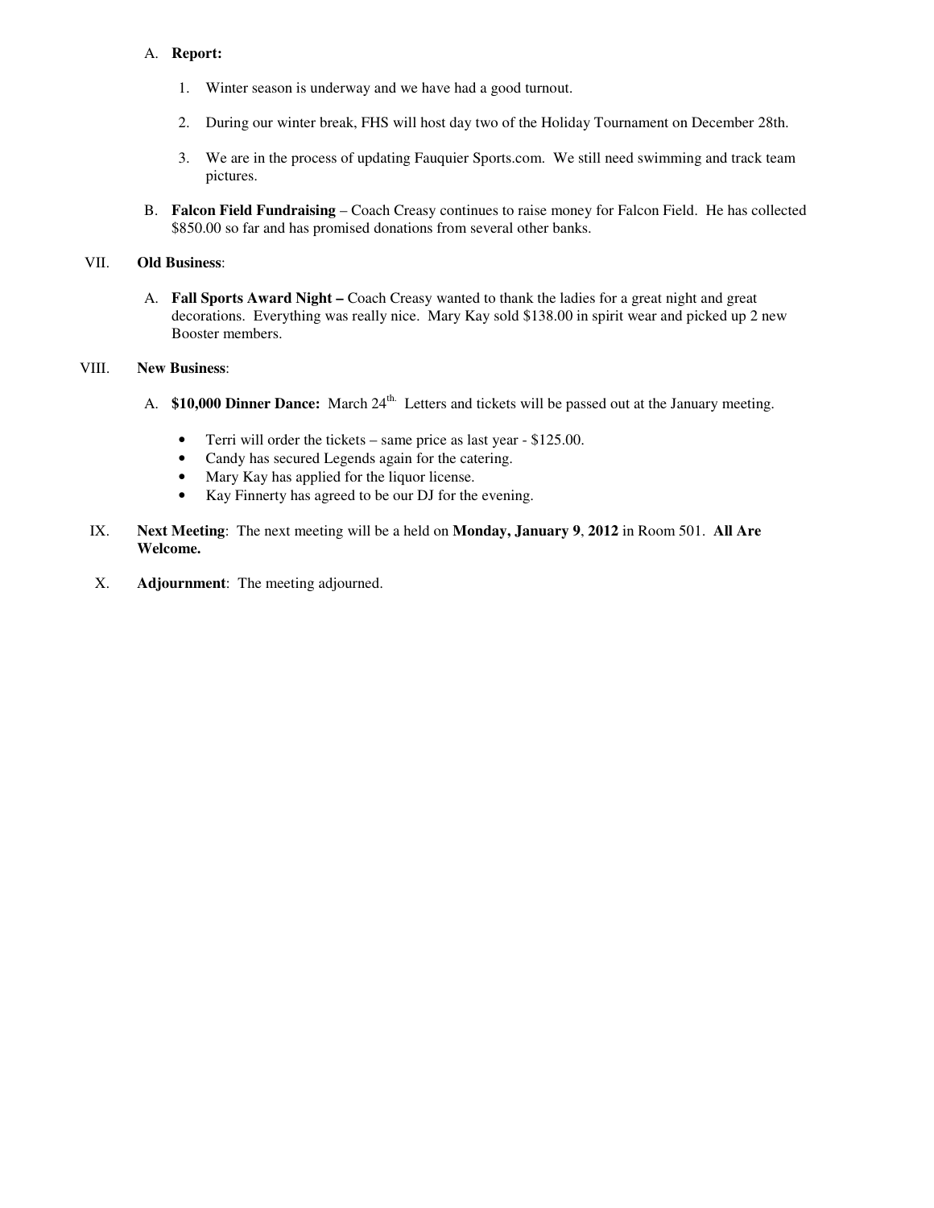A. **Report:**

1. Winter season is underway and we have had a good turnout.

2. During our winter break, FHS will host day two of the Holiday Tournament on December 28th.

3. We are in the process of updating Fauquier Sports.com. We still need swimming and track team pictures.

B. **Falcon Field Fundraising** – Coach Creasy continues to raise money for Falcon Field. He has collected $850.00 so far and has promised donations from several other banks.

VII. **Old Business**:

A. **Fall Sports Award Night –** Coach Creasy wanted to thank the ladies for a great night and great decorations. Everything was really nice. Mary Kay sold $138.00 in spirit wear and picked up 2 new Booster members.

VIII. **New Business**:

A. **$10,000 Dinner Dance:** March 24th. Letters and tickets will be passed out at the January meeting.

- Terri will order the tickets – same price as last year - $125.00.
- Candy has secured Legends again for the catering.
- Mary Kay has applied for the liquor license.
- Kay Finnerty has agreed to be our DJ for the evening.

IX. **Next Meeting**: The next meeting will be a held on **Monday, January 9**, **2012** in Room 501. **All Are Welcome.**

X. **Adjournment**: The meeting adjourned.